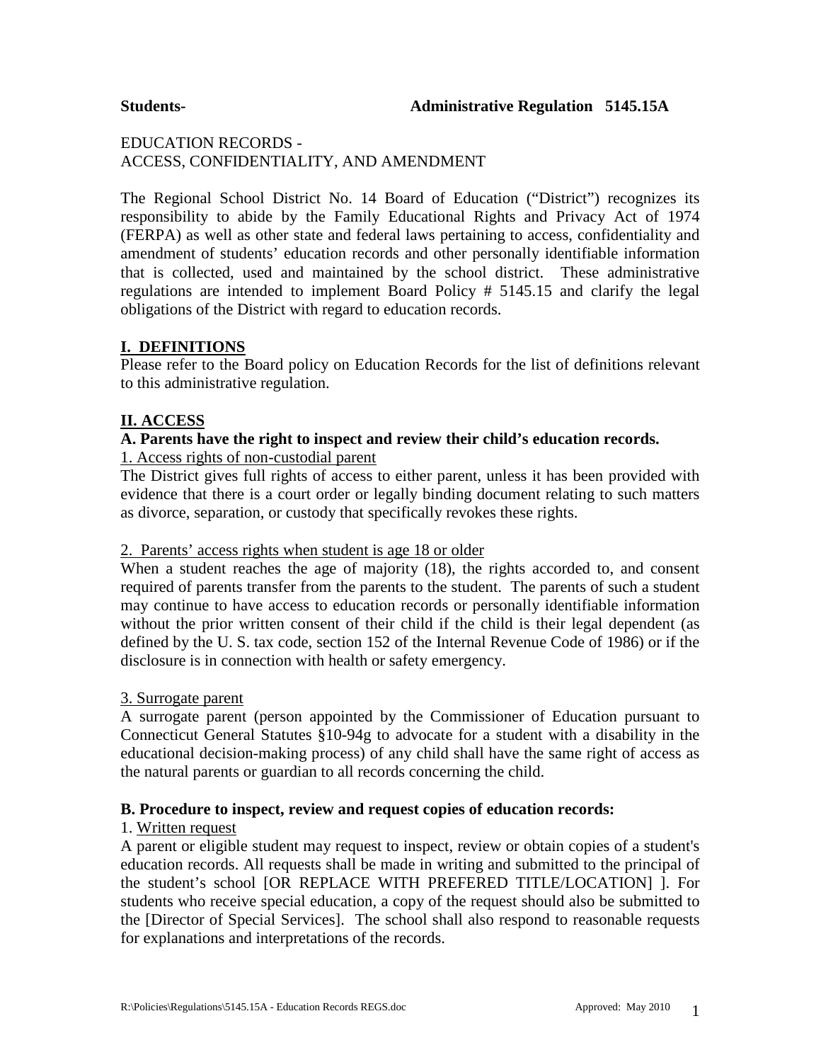**Students-** **Administrative Regulation 5145.15A**

EDUCATION RECORDS -
ACCESS, CONFIDENTIALITY, AND AMENDMENT

The Regional School District No. 14 Board of Education ("District") recognizes its responsibility to abide by the Family Educational Rights and Privacy Act of 1974 (FERPA) as well as other state and federal laws pertaining to access, confidentiality and amendment of students' education records and other personally identifiable information that is collected, used and maintained by the school district. These administrative regulations are intended to implement Board Policy # 5145.15 and clarify the legal obligations of the District with regard to education records.

## I. DEFINITIONS

Please refer to the Board policy on Education Records for the list of definitions relevant to this administrative regulation.

## II. ACCESS

### A. Parents have the right to inspect and review their child's education records.

1. Access rights of non-custodial parent

The District gives full rights of access to either parent, unless it has been provided with evidence that there is a court order or legally binding document relating to such matters as divorce, separation, or custody that specifically revokes these rights.

2. Parents' access rights when student is age 18 or older

When a student reaches the age of majority (18), the rights accorded to, and consent required of parents transfer from the parents to the student. The parents of such a student may continue to have access to education records or personally identifiable information without the prior written consent of their child if the child is their legal dependent (as defined by the U. S. tax code, section 152 of the Internal Revenue Code of 1986) or if the disclosure is in connection with health or safety emergency.

3. Surrogate parent

A surrogate parent (person appointed by the Commissioner of Education pursuant to Connecticut General Statutes §10-94g to advocate for a student with a disability in the educational decision-making process) of any child shall have the same right of access as the natural parents or guardian to all records concerning the child.

### B. Procedure to inspect, review and request copies of education records:

1. Written request

A parent or eligible student may request to inspect, review or obtain copies of a student's education records. All requests shall be made in writing and submitted to the principal of the student's school [OR REPLACE WITH PREFERED TITLE/LOCATION] ]. For students who receive special education, a copy of the request should also be submitted to the [Director of Special Services]. The school shall also respond to reasonable requests for explanations and interpretations of the records.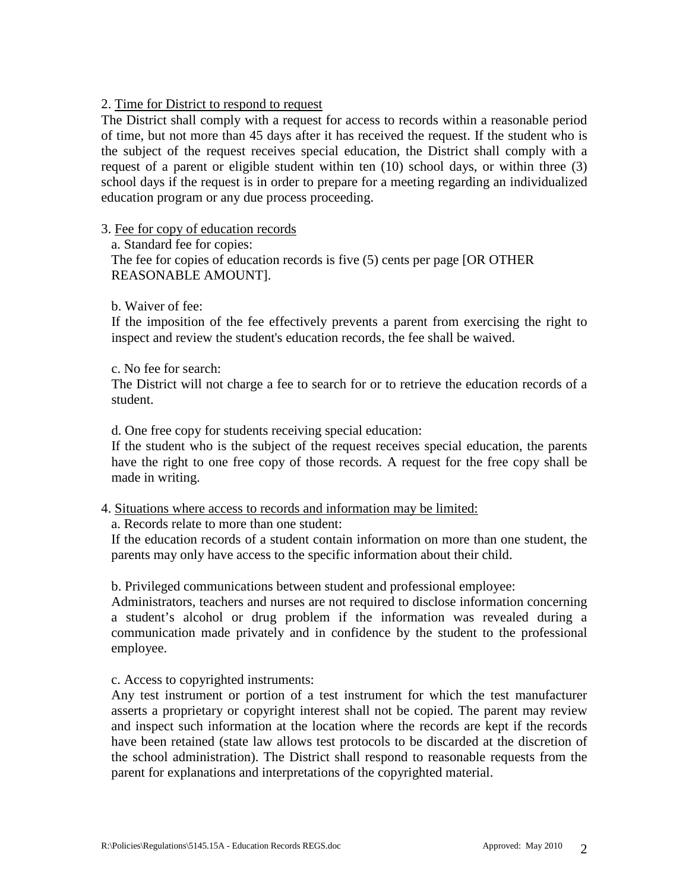2. <u>Time for District to respond to request</u>

The District shall comply with a request for access to records within a reasonable period of time, but not more than 45 days after it has received the request. If the student who is the subject of the request receives special education, the District shall comply with a request of a parent or eligible student within ten (10) school days, or within three (3) school days if the request is in order to prepare for a meeting regarding an individualized education program or any due process proceeding.

3. <u>Fee for copy of education records</u>

a. Standard fee for copies:

The fee for copies of education records is five (5) cents per page [OR OTHER REASONABLE AMOUNT].

b. Waiver of fee:

If the imposition of the fee effectively prevents a parent from exercising the right to inspect and review the student's education records, the fee shall be waived.

c. No fee for search:

The District will not charge a fee to search for or to retrieve the education records of a student.

d. One free copy for students receiving special education:

If the student who is the subject of the request receives special education, the parents have the right to one free copy of those records. A request for the free copy shall be made in writing.

4. <u>Situations where access to records and information may be limited:</u>

a. Records relate to more than one student:

If the education records of a student contain information on more than one student, the parents may only have access to the specific information about their child.

b. Privileged communications between student and professional employee:

Administrators, teachers and nurses are not required to disclose information concerning a student's alcohol or drug problem if the information was revealed during a communication made privately and in confidence by the student to the professional employee.

c. Access to copyrighted instruments:

Any test instrument or portion of a test instrument for which the test manufacturer asserts a proprietary or copyright interest shall not be copied. The parent may review and inspect such information at the location where the records are kept if the records have been retained (state law allows test protocols to be discarded at the discretion of the school administration). The District shall respond to reasonable requests from the parent for explanations and interpretations of the copyrighted material.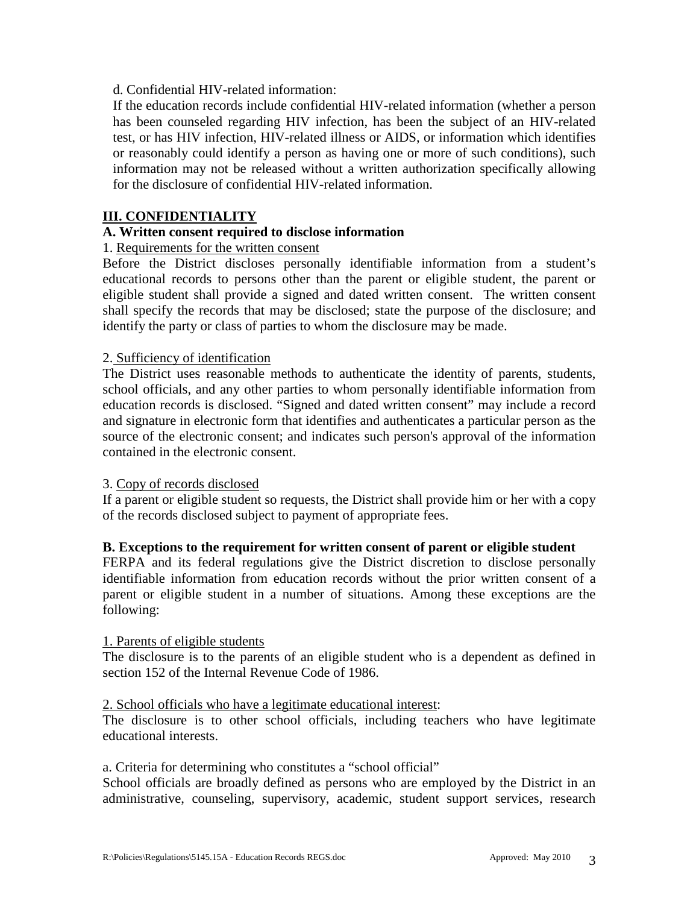d. Confidential HIV-related information:

If the education records include confidential HIV-related information (whether a person has been counseled regarding HIV infection, has been the subject of an HIV-related test, or has HIV infection, HIV-related illness or AIDS, or information which identifies or reasonably could identify a person as having one or more of such conditions), such information may not be released without a written authorization specifically allowing for the disclosure of confidential HIV-related information.

## III. CONFIDENTIALITY

### A. Written consent required to disclose information

1. Requirements for the written consent

Before the District discloses personally identifiable information from a student's educational records to persons other than the parent or eligible student, the parent or eligible student shall provide a signed and dated written consent. The written consent shall specify the records that may be disclosed; state the purpose of the disclosure; and identify the party or class of parties to whom the disclosure may be made.

2. Sufficiency of identification

The District uses reasonable methods to authenticate the identity of parents, students, school officials, and any other parties to whom personally identifiable information from education records is disclosed. "Signed and dated written consent" may include a record and signature in electronic form that identifies and authenticates a particular person as the source of the electronic consent; and indicates such person's approval of the information contained in the electronic consent.

3. Copy of records disclosed

If a parent or eligible student so requests, the District shall provide him or her with a copy of the records disclosed subject to payment of appropriate fees.

### B. Exceptions to the requirement for written consent of parent or eligible student

FERPA and its federal regulations give the District discretion to disclose personally identifiable information from education records without the prior written consent of a parent or eligible student in a number of situations. Among these exceptions are the following:

1. Parents of eligible students

The disclosure is to the parents of an eligible student who is a dependent as defined in section 152 of the Internal Revenue Code of 1986.

2. School officials who have a legitimate educational interest:

The disclosure is to other school officials, including teachers who have legitimate educational interests.

a. Criteria for determining who constitutes a "school official"

School officials are broadly defined as persons who are employed by the District in an administrative, counseling, supervisory, academic, student support services, research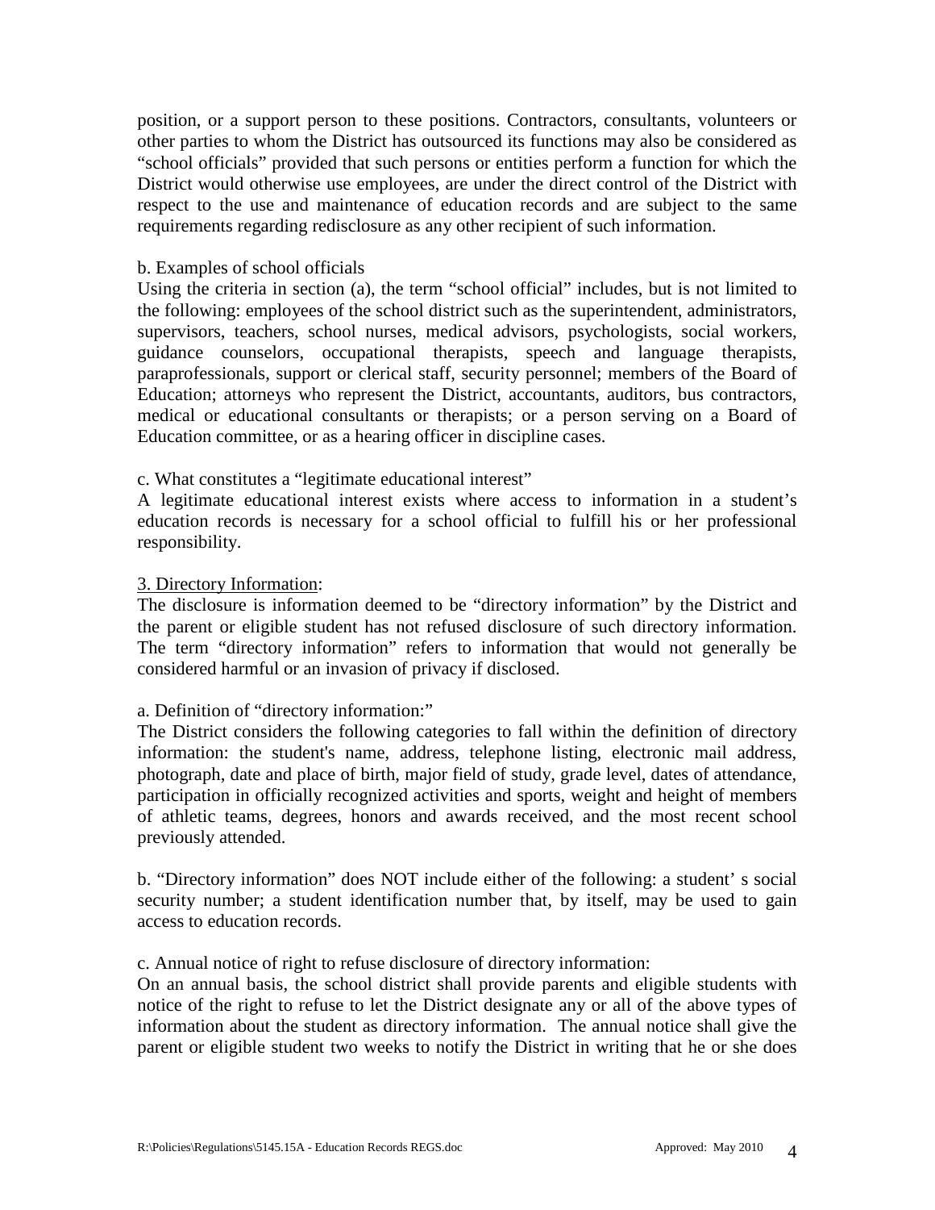position, or a support person to these positions. Contractors, consultants, volunteers or other parties to whom the District has outsourced its functions may also be considered as "school officials" provided that such persons or entities perform a function for which the District would otherwise use employees, are under the direct control of the District with respect to the use and maintenance of education records and are subject to the same requirements regarding redisclosure as any other recipient of such information.

b. Examples of school officials

Using the criteria in section (a), the term "school official" includes, but is not limited to the following: employees of the school district such as the superintendent, administrators, supervisors, teachers, school nurses, medical advisors, psychologists, social workers, guidance counselors, occupational therapists, speech and language therapists, paraprofessionals, support or clerical staff, security personnel; members of the Board of Education; attorneys who represent the District, accountants, auditors, bus contractors, medical or educational consultants or therapists; or a person serving on a Board of Education committee, or as a hearing officer in discipline cases.

c. What constitutes a "legitimate educational interest"

A legitimate educational interest exists where access to information in a student's education records is necessary for a school official to fulfill his or her professional responsibility.

<u>3. Directory Information</u>:

The disclosure is information deemed to be "directory information" by the District and the parent or eligible student has not refused disclosure of such directory information. The term "directory information" refers to information that would not generally be considered harmful or an invasion of privacy if disclosed.

a. Definition of "directory information:"

The District considers the following categories to fall within the definition of directory information: the student's name, address, telephone listing, electronic mail address, photograph, date and place of birth, major field of study, grade level, dates of attendance, participation in officially recognized activities and sports, weight and height of members of athletic teams, degrees, honors and awards received, and the most recent school previously attended.

b. "Directory information" does NOT include either of the following: a student' s social security number; a student identification number that, by itself, may be used to gain access to education records.

c. Annual notice of right to refuse disclosure of directory information:

On an annual basis, the school district shall provide parents and eligible students with notice of the right to refuse to let the District designate any or all of the above types of information about the student as directory information. The annual notice shall give the parent or eligible student two weeks to notify the District in writing that he or she does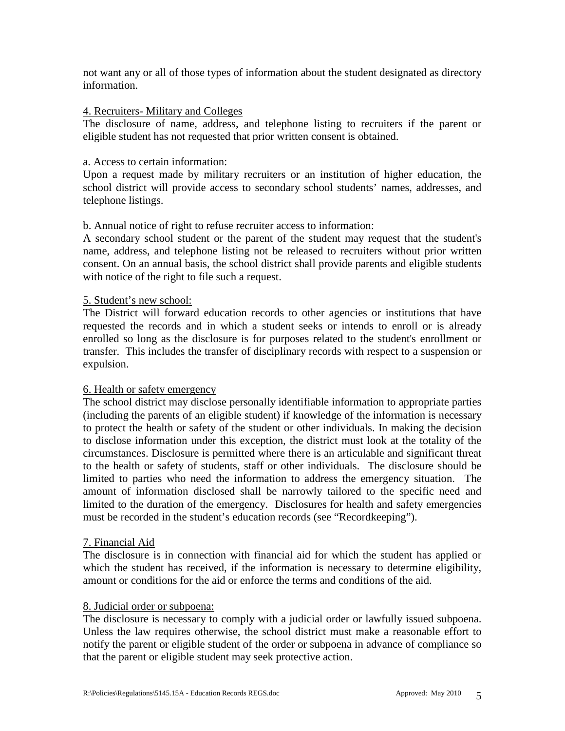not want any or all of those types of information about the student designated as directory information.

4. Recruiters- Military and Colleges

The disclosure of name, address, and telephone listing to recruiters if the parent or eligible student has not requested that prior written consent is obtained.

a. Access to certain information:

Upon a request made by military recruiters or an institution of higher education, the school district will provide access to secondary school students' names, addresses, and telephone listings.

b. Annual notice of right to refuse recruiter access to information:

A secondary school student or the parent of the student may request that the student's name, address, and telephone listing not be released to recruiters without prior written consent. On an annual basis, the school district shall provide parents and eligible students with notice of the right to file such a request.

5. Student's new school:

The District will forward education records to other agencies or institutions that have requested the records and in which a student seeks or intends to enroll or is already enrolled so long as the disclosure is for purposes related to the student's enrollment or transfer. This includes the transfer of disciplinary records with respect to a suspension or expulsion.

6. Health or safety emergency

The school district may disclose personally identifiable information to appropriate parties (including the parents of an eligible student) if knowledge of the information is necessary to protect the health or safety of the student or other individuals. In making the decision to disclose information under this exception, the district must look at the totality of the circumstances. Disclosure is permitted where there is an articulable and significant threat to the health or safety of students, staff or other individuals. The disclosure should be limited to parties who need the information to address the emergency situation. The amount of information disclosed shall be narrowly tailored to the specific need and limited to the duration of the emergency. Disclosures for health and safety emergencies must be recorded in the student's education records (see "Recordkeeping").

7. Financial Aid

The disclosure is in connection with financial aid for which the student has applied or which the student has received, if the information is necessary to determine eligibility, amount or conditions for the aid or enforce the terms and conditions of the aid.

8. Judicial order or subpoena:

The disclosure is necessary to comply with a judicial order or lawfully issued subpoena. Unless the law requires otherwise, the school district must make a reasonable effort to notify the parent or eligible student of the order or subpoena in advance of compliance so that the parent or eligible student may seek protective action.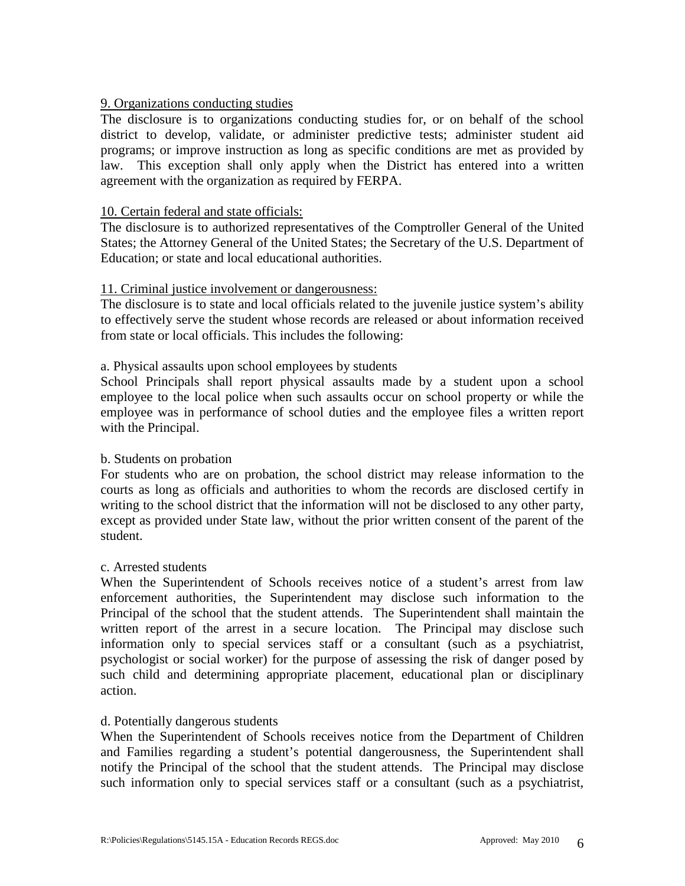9. Organizations conducting studies

The disclosure is to organizations conducting studies for, or on behalf of the school district to develop, validate, or administer predictive tests; administer student aid programs; or improve instruction as long as specific conditions are met as provided by law. This exception shall only apply when the District has entered into a written agreement with the organization as required by FERPA.

10. Certain federal and state officials:

The disclosure is to authorized representatives of the Comptroller General of the United States; the Attorney General of the United States; the Secretary of the U.S. Department of Education; or state and local educational authorities.

11. Criminal justice involvement or dangerousness:

The disclosure is to state and local officials related to the juvenile justice system's ability to effectively serve the student whose records are released or about information received from state or local officials. This includes the following:

a. Physical assaults upon school employees by students

School Principals shall report physical assaults made by a student upon a school employee to the local police when such assaults occur on school property or while the employee was in performance of school duties and the employee files a written report with the Principal.

b. Students on probation

For students who are on probation, the school district may release information to the courts as long as officials and authorities to whom the records are disclosed certify in writing to the school district that the information will not be disclosed to any other party, except as provided under State law, without the prior written consent of the parent of the student.

c. Arrested students

When the Superintendent of Schools receives notice of a student's arrest from law enforcement authorities, the Superintendent may disclose such information to the Principal of the school that the student attends. The Superintendent shall maintain the written report of the arrest in a secure location. The Principal may disclose such information only to special services staff or a consultant (such as a psychiatrist, psychologist or social worker) for the purpose of assessing the risk of danger posed by such child and determining appropriate placement, educational plan or disciplinary action.

d. Potentially dangerous students

When the Superintendent of Schools receives notice from the Department of Children and Families regarding a student's potential dangerousness, the Superintendent shall notify the Principal of the school that the student attends. The Principal may disclose such information only to special services staff or a consultant (such as a psychiatrist,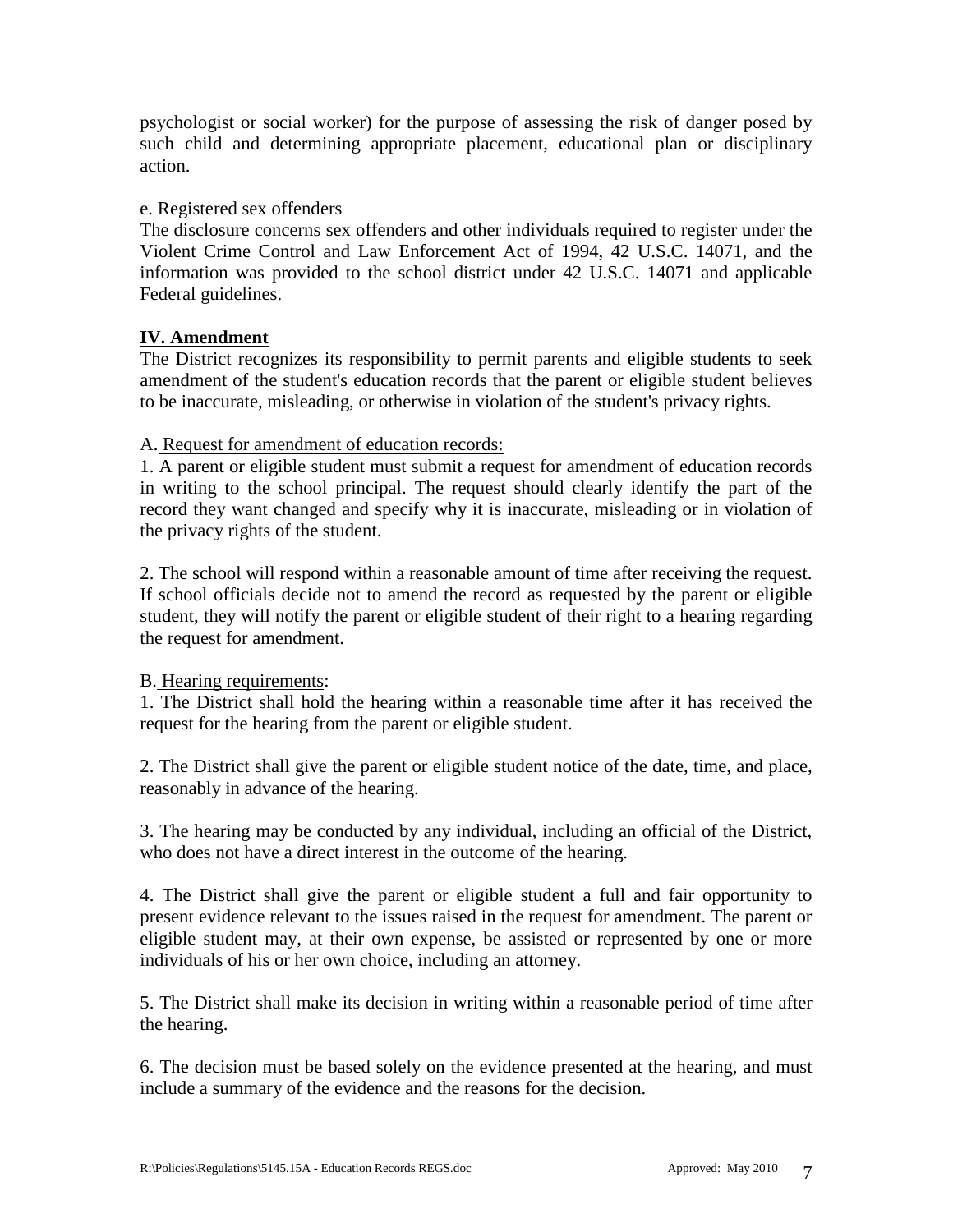psychologist or social worker) for the purpose of assessing the risk of danger posed by such child and determining appropriate placement, educational plan or disciplinary action.

e. Registered sex offenders
The disclosure concerns sex offenders and other individuals required to register under the Violent Crime Control and Law Enforcement Act of 1994, 42 U.S.C. 14071, and the information was provided to the school district under 42 U.S.C. 14071 and applicable Federal guidelines.

## IV. Amendment

The District recognizes its responsibility to permit parents and eligible students to seek amendment of the student's education records that the parent or eligible student believes to be inaccurate, misleading, or otherwise in violation of the student's privacy rights.

A. Request for amendment of education records:

1. A parent or eligible student must submit a request for amendment of education records in writing to the school principal. The request should clearly identify the part of the record they want changed and specify why it is inaccurate, misleading or in violation of the privacy rights of the student.

2. The school will respond within a reasonable amount of time after receiving the request. If school officials decide not to amend the record as requested by the parent or eligible student, they will notify the parent or eligible student of their right to a hearing regarding the request for amendment.

B. Hearing requirements:

1. The District shall hold the hearing within a reasonable time after it has received the request for the hearing from the parent or eligible student.

2. The District shall give the parent or eligible student notice of the date, time, and place, reasonably in advance of the hearing.

3. The hearing may be conducted by any individual, including an official of the District, who does not have a direct interest in the outcome of the hearing.

4. The District shall give the parent or eligible student a full and fair opportunity to present evidence relevant to the issues raised in the request for amendment. The parent or eligible student may, at their own expense, be assisted or represented by one or more individuals of his or her own choice, including an attorney.

5. The District shall make its decision in writing within a reasonable period of time after the hearing.

6. The decision must be based solely on the evidence presented at the hearing, and must include a summary of the evidence and the reasons for the decision.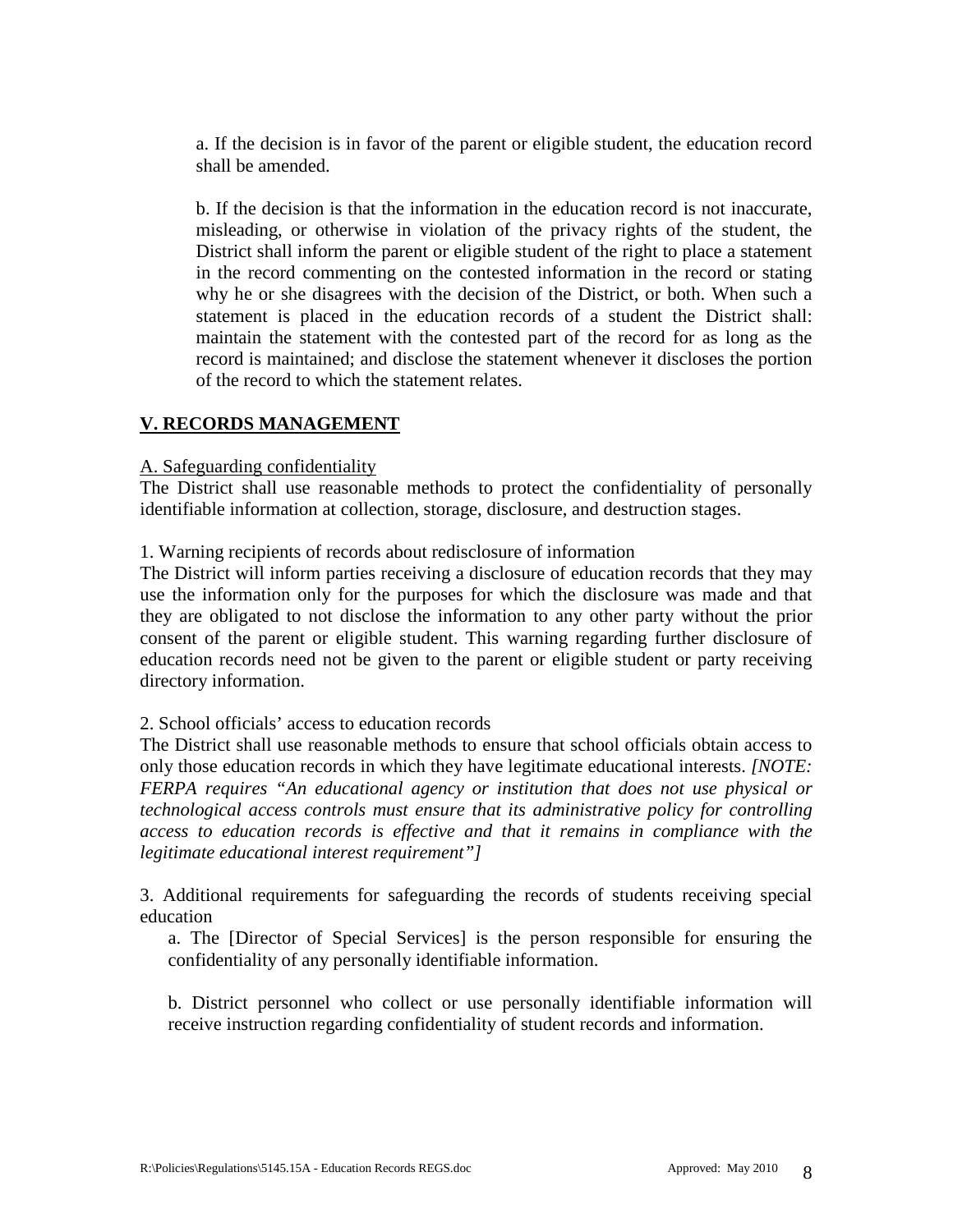a. If the decision is in favor of the parent or eligible student, the education record shall be amended.

b. If the decision is that the information in the education record is not inaccurate, misleading, or otherwise in violation of the privacy rights of the student, the District shall inform the parent or eligible student of the right to place a statement in the record commenting on the contested information in the record or stating why he or she disagrees with the decision of the District, or both. When such a statement is placed in the education records of a student the District shall: maintain the statement with the contested part of the record for as long as the record is maintained; and disclose the statement whenever it discloses the portion of the record to which the statement relates.

## V. RECORDS MANAGEMENT

A. Safeguarding confidentiality

The District shall use reasonable methods to protect the confidentiality of personally identifiable information at collection, storage, disclosure, and destruction stages.

1. Warning recipients of records about redisclosure of information

The District will inform parties receiving a disclosure of education records that they may use the information only for the purposes for which the disclosure was made and that they are obligated to not disclose the information to any other party without the prior consent of the parent or eligible student. This warning regarding further disclosure of education records need not be given to the parent or eligible student or party receiving directory information.

2. School officials' access to education records

The District shall use reasonable methods to ensure that school officials obtain access to only those education records in which they have legitimate educational interests. *[NOTE: FERPA requires "An educational agency or institution that does not use physical or technological access controls must ensure that its administrative policy for controlling access to education records is effective and that it remains in compliance with the legitimate educational interest requirement"]*

3. Additional requirements for safeguarding the records of students receiving special education

a. The [Director of Special Services] is the person responsible for ensuring the confidentiality of any personally identifiable information.

b. District personnel who collect or use personally identifiable information will receive instruction regarding confidentiality of student records and information.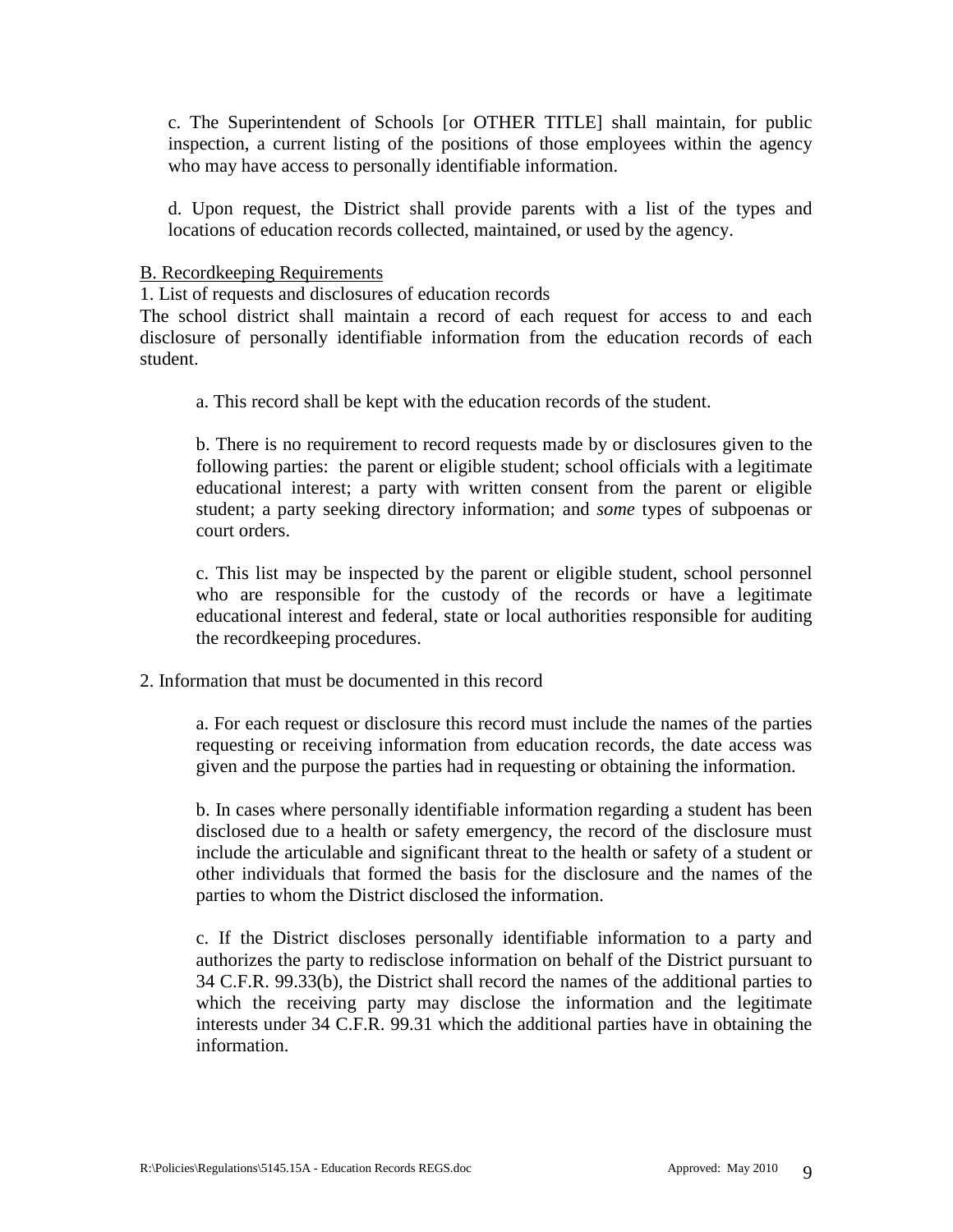c. The Superintendent of Schools [or OTHER TITLE] shall maintain, for public inspection, a current listing of the positions of those employees within the agency who may have access to personally identifiable information.

d. Upon request, the District shall provide parents with a list of the types and locations of education records collected, maintained, or used by the agency.

<u>B. Recordkeeping Requirements</u>

1. List of requests and disclosures of education records

The school district shall maintain a record of each request for access to and each disclosure of personally identifiable information from the education records of each student.

a. This record shall be kept with the education records of the student.

b. There is no requirement to record requests made by or disclosures given to the following parties: the parent or eligible student; school officials with a legitimate educational interest; a party with written consent from the parent or eligible student; a party seeking directory information; and *some* types of subpoenas or court orders.

c. This list may be inspected by the parent or eligible student, school personnel who are responsible for the custody of the records or have a legitimate educational interest and federal, state or local authorities responsible for auditing the recordkeeping procedures.

2. Information that must be documented in this record

a. For each request or disclosure this record must include the names of the parties requesting or receiving information from education records, the date access was given and the purpose the parties had in requesting or obtaining the information.

b. In cases where personally identifiable information regarding a student has been disclosed due to a health or safety emergency, the record of the disclosure must include the articulable and significant threat to the health or safety of a student or other individuals that formed the basis for the disclosure and the names of the parties to whom the District disclosed the information.

c. If the District discloses personally identifiable information to a party and authorizes the party to redisclose information on behalf of the District pursuant to 34 C.F.R. 99.33(b), the District shall record the names of the additional parties to which the receiving party may disclose the information and the legitimate interests under 34 C.F.R. 99.31 which the additional parties have in obtaining the information.